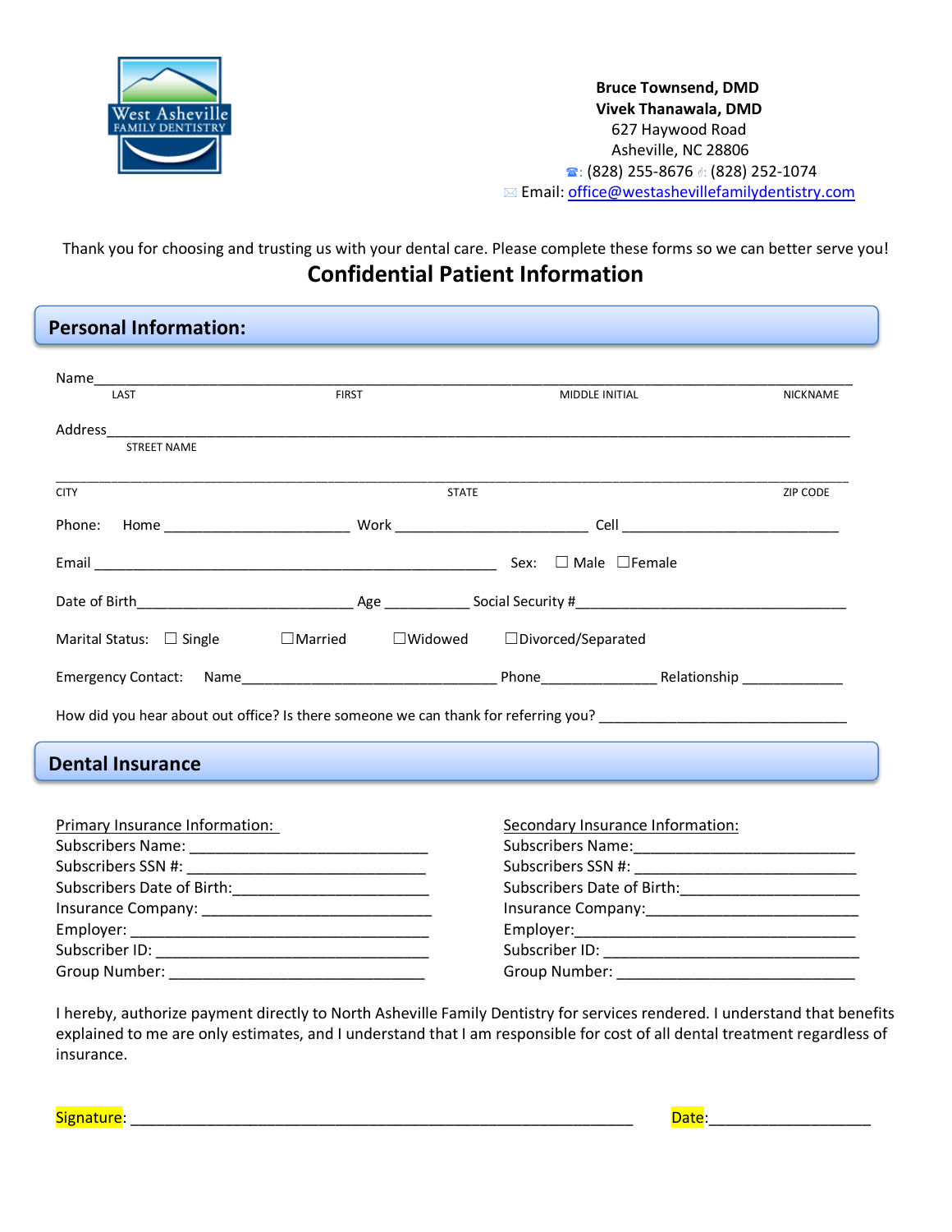**Bruce Townsend, DMD**
**Vivek Thanawala, DMD**
627 Haywood Road
Asheville, NC 28806
☎: (828) 255-8676 : (828) 252-1074
✉ Email: office@westashevillefamilydentistry.com

Thank you for choosing and trusting us with your dental care. Please complete these forms so we can better serve you!

# Confidential Patient Information

## Personal Information:

Name_____________________________________________________________________________________
LAST FIRST MIDDLE INITIAL NICKNAME

Address____________________________________________________________________________________
STREET NAME

___________________________________________________________________________________________
CITY STATE ZIP CODE

Phone: Home ________________________ Work _________________________ Cell ____________________________

Email ____________________________________________________ Sex: ☐ Male ☐Female

Date of Birth____________________________ Age ___________ Social Security #__________________________________

Marital Status: ☐ Single ☐Married ☐Widowed ☐Divorced/Separated

Emergency Contact: Name_________________________________ Phone_______________ Relationship _____________

How did you hear about out office? Is there someone we can thank for referring you? _________________________________

## Dental Insurance

Primary Insurance Information:
Subscribers Name: _______________________________
Subscribers SSN #: _______________________________
Subscribers Date of Birth:_________________________
Insurance Company: ______________________________
Employer: _______________________________________
Subscriber ID: ____________________________________
Group Number: ___________________________________

Secondary Insurance Information:
Subscribers Name:____________________________
Subscribers SSN #: ____________________________
Subscribers Date of Birth:_______________________
Insurance Company:___________________________
Employer:__________________________________
Subscriber ID: _________________________________
Group Number: _______________________________

I hereby, authorize payment directly to North Asheville Family Dentistry for services rendered. I understand that benefits explained to me are only estimates, and I understand that I am responsible for cost of all dental treatment regardless of insurance.

Signature: _________________________________________________________________ Date:____________________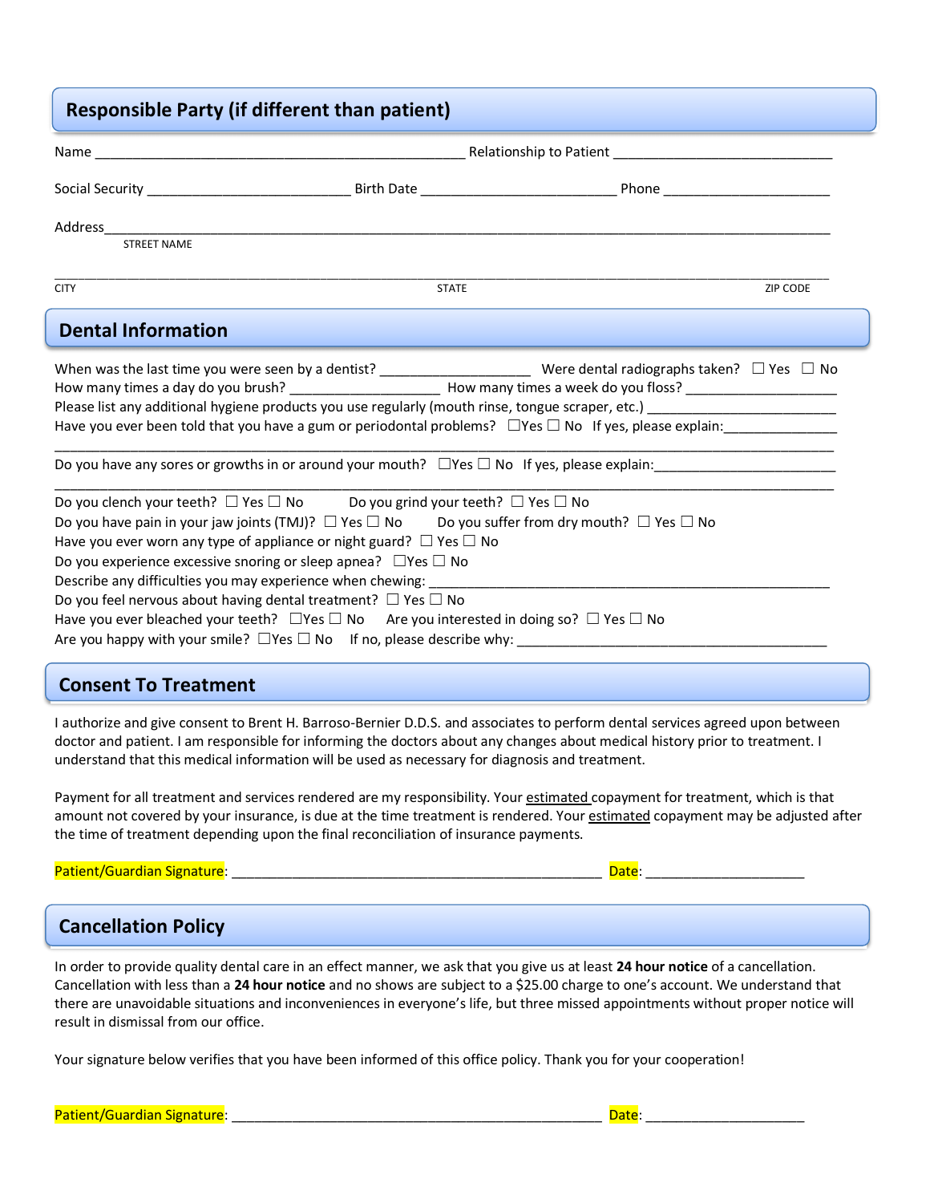## Responsible Party (if different than patient)

Name ______________________________________________ Relationship to Patient ___________________________

Social Security _________________________ Birth Date ________________________ Phone _____________________

Address_________________________________________________________________________________________
STREET NAME

_________________________________________________________________________________________________
CITY STATE ZIP CODE

## Dental Information

When was the last time you were seen by a dentist? __________________ Were dental radiographs taken? ☐ Yes ☐ No

How many times a day do you brush? __________________ How many times a week do you floss? __________________

Please list any additional hygiene products you use regularly (mouth rinse, tongue scraper, etc.) ________________________

Have you ever been told that you have a gum or periodontal problems? ☐Yes ☐ No If yes, please explain:______________

_________________________________________________________________________________________________

Do you have any sores or growths in or around your mouth? ☐Yes ☐ No If yes, please explain:______________________

_________________________________________________________________________________________________

Do you clench your teeth? ☐ Yes ☐ No Do you grind your teeth? ☐ Yes ☐ No

Do you have pain in your jaw joints (TMJ)? ☐ Yes ☐ No Do you suffer from dry mouth? ☐ Yes ☐ No

Have you ever worn any type of appliance or night guard? ☐ Yes ☐ No

Do you experience excessive snoring or sleep apnea? ☐Yes ☐ No

Describe any difficulties you may experience when chewing: ___________________________________________________

Do you feel nervous about having dental treatment? ☐ Yes ☐ No

Have you ever bleached your teeth? ☐Yes ☐ No Are you interested in doing so? ☐ Yes ☐ No

Are you happy with your smile? ☐Yes ☐ No If no, please describe why: ______________________________________

## Consent To Treatment

I authorize and give consent to Brent H. Barroso-Bernier D.D.S. and associates to perform dental services agreed upon between doctor and patient. I am responsible for informing the doctors about any changes about medical history prior to treatment. I understand that this medical information will be used as necessary for diagnosis and treatment.

Payment for all treatment and services rendered are my responsibility. Your estimated copayment for treatment, which is that amount not covered by your insurance, is due at the time treatment is rendered. Your estimated copayment may be adjusted after the time of treatment depending upon the final reconciliation of insurance payments.

Patient/Guardian Signature: ____________________________________________ Date: ____________________

## Cancellation Policy

In order to provide quality dental care in an effect manner, we ask that you give us at least **24 hour notice** of a cancellation. Cancellation with less than a **24 hour notice** and no shows are subject to a $25.00 charge to one's account. We understand that there are unavoidable situations and inconveniences in everyone's life, but three missed appointments without proper notice will result in dismissal from our office.

Your signature below verifies that you have been informed of this office policy. Thank you for your cooperation!

Patient/Guardian Signature: ____________________________________________ Date: ____________________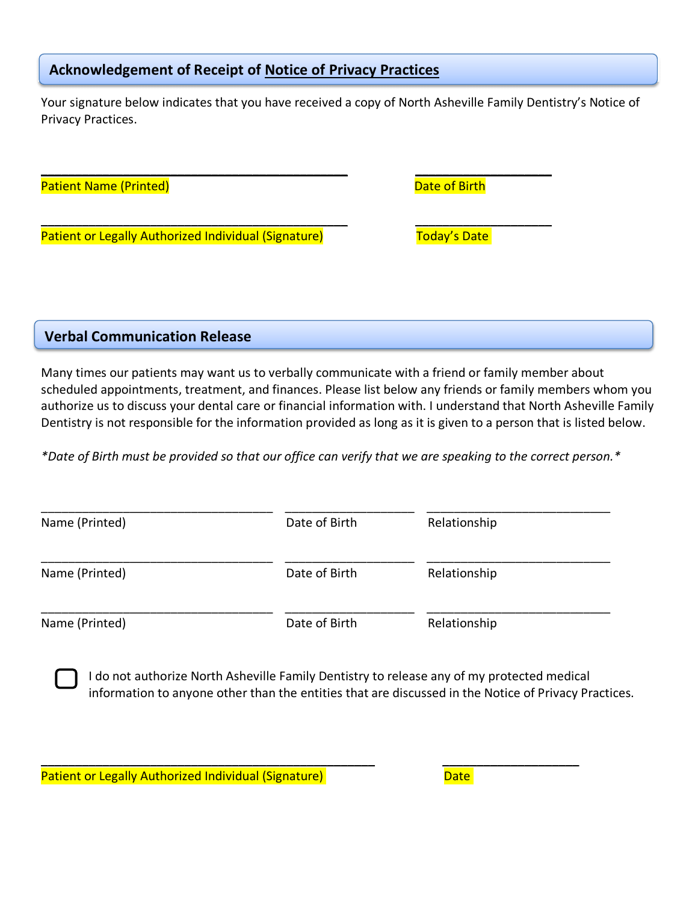## Acknowledgement of Receipt of Notice of Privacy Practices

Your signature below indicates that you have received a copy of North Asheville Family Dentistry's Notice of Privacy Practices.

______________________________________________ ____________________

Patient Name (Printed) Date of Birth

______________________________________________ ____________________

Patient or Legally Authorized Individual (Signature) Today's Date

## Verbal Communication Release

Many times our patients may want us to verbally communicate with a friend or family member about scheduled appointments, treatment, and finances. Please list below any friends or family members whom you authorize us to discuss your dental care or financial information with. I understand that North Asheville Family Dentistry is not responsible for the information provided as long as it is given to a person that is listed below.

*\*Date of Birth must be provided so that our office can verify that we are speaking to the correct person.\**

| Name (Printed) | Date of Birth | Relationship |
|---|---|---|
| | | |
| | | |
| | | |

☐ I do not authorize North Asheville Family Dentistry to release any of my protected medical information to anyone other than the entities that are discussed in the Notice of Privacy Practices.

______________________________________________ ____________________

Patient or Legally Authorized Individual (Signature) Date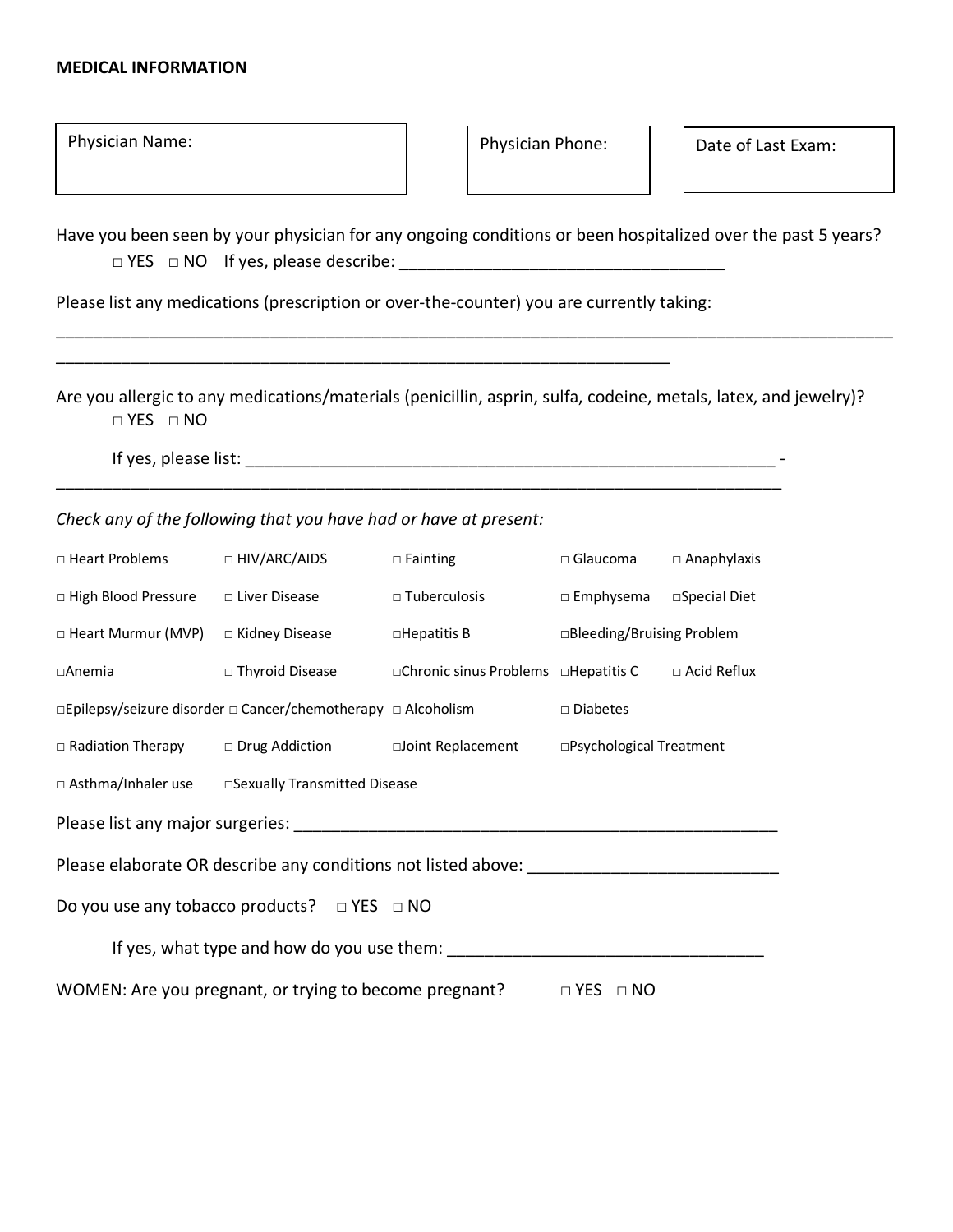**MEDICAL INFORMATION**

| Physician Name: | Physician Phone: | Date of Last Exam: |
|---|---|---|
| | | |

Have you been seen by your physician for any ongoing conditions or been hospitalized over the past 5 years?

□ YES □ NO If yes, please describe: ___________________________________

Please list any medications (prescription or over-the-counter) you are currently taking:

_____________________________________________________________________________________

_________________________________________________________________

Are you allergic to any medications/materials (penicillin, asprin, sulfa, codeine, metals, latex, and jewelry)?

□ YES □ NO

If yes, please list: _________________________________________________________ -
_____________________________________________________________________________

*Check any of the following that you have had or have at present:*

| | | | | |
|---|---|---|---|---|
| □ Heart Problems | □ HIV/ARC/AIDS | □ Fainting | □ Glaucoma | □ Anaphylaxis |
| □ High Blood Pressure | □ Liver Disease | □ Tuberculosis | □ Emphysema | □Special Diet |
| □ Heart Murmur (MVP) | □ Kidney Disease | □Hepatitis B | □Bleeding/Bruising Problem | |
| □Anemia | □ Thyroid Disease | □Chronic sinus Problems | □Hepatitis C | □ Acid Reflux |
| □Epilepsy/seizure disorder | □ Cancer/chemotherapy | □ Alcoholism | □ Diabetes | |
| □ Radiation Therapy | □ Drug Addiction | □Joint Replacement | □Psychological Treatment | |
| □ Asthma/Inhaler use | □Sexually Transmitted Disease | | | |

Please list any major surgeries: ____________________________________________________

Please elaborate OR describe any conditions not listed above: ___________________________

Do you use any tobacco products? □ YES □ NO

If yes, what type and how do you use them: __________________________________

WOMEN: Are you pregnant, or trying to become pregnant? □ YES □ NO